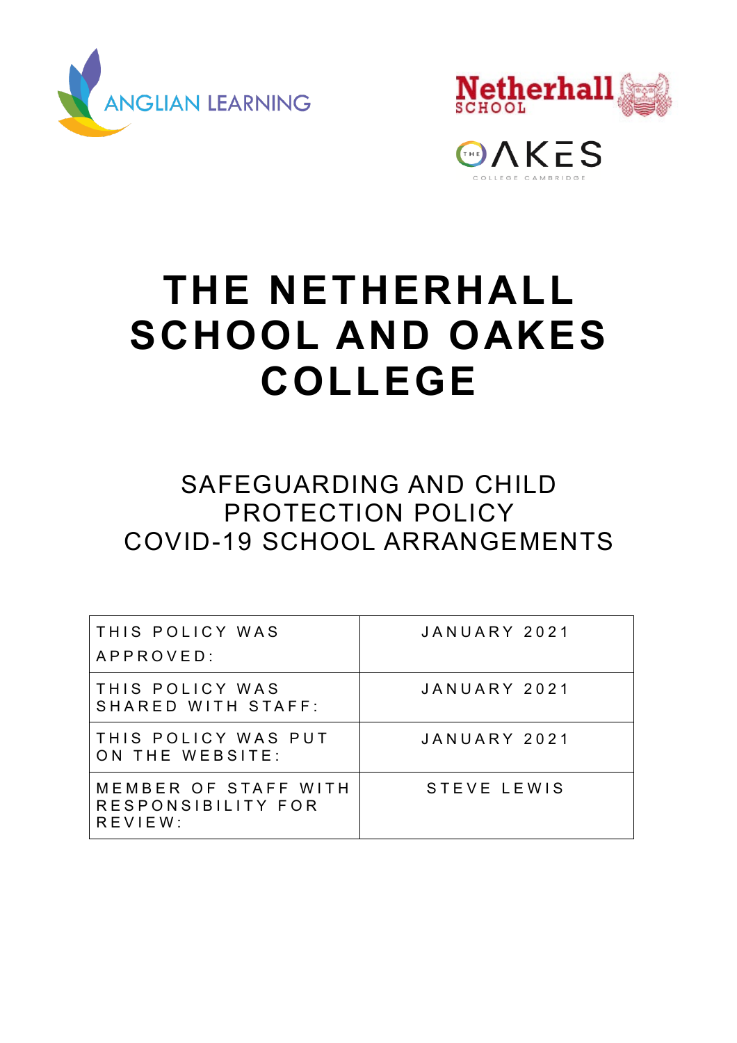# THE NETHERHALL SCHOOL AND OAKES COLLEGE

## SAFEGUARDING AND CHILD PROTECTION POLICY
## COVID-19 SCHOOL ARRANGEMENTS

| | |
|---|---|
| THIS POLICY WAS APPROVED: | JANUARY 2021 |
| THIS POLICY WAS SHARED WITH STAFF: | JANUARY 2021 |
| THIS POLICY WAS PUT ON THE WEBSITE: | JANUARY 2021 |
| MEMBER OF STAFF WITH RESPONSIBILITY FOR REVIEW: | STEVE LEWIS |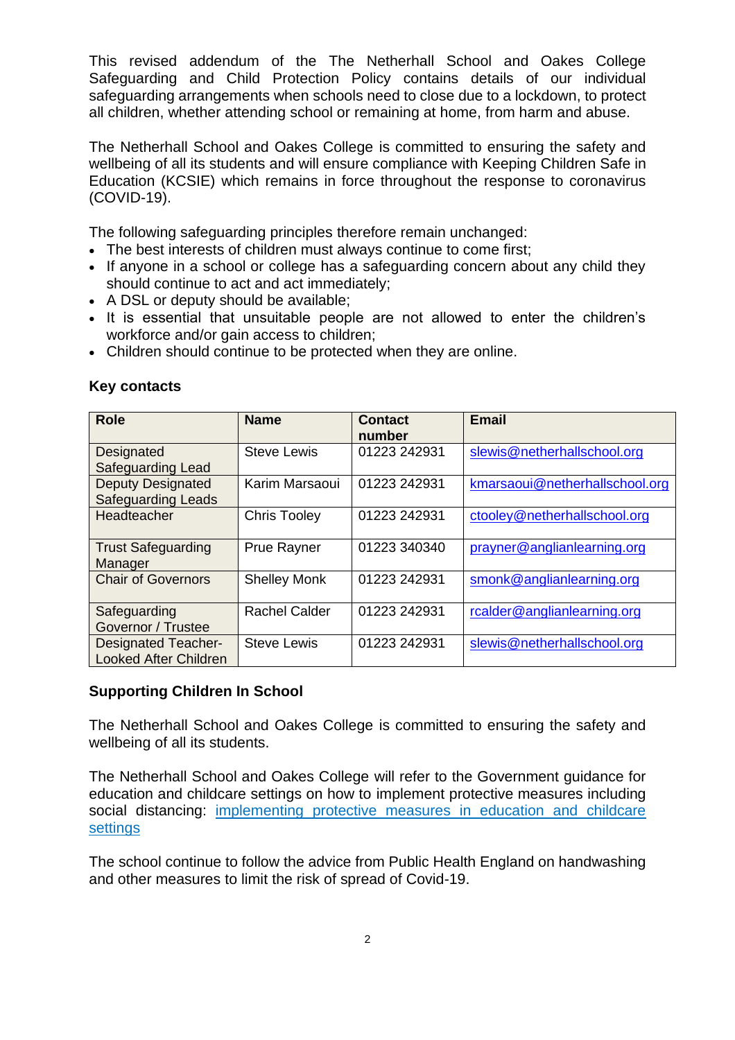This revised addendum of the The Netherhall School and Oakes College Safeguarding and Child Protection Policy contains details of our individual safeguarding arrangements when schools need to close due to a lockdown, to protect all children, whether attending school or remaining at home, from harm and abuse.

The Netherhall School and Oakes College is committed to ensuring the safety and wellbeing of all its students and will ensure compliance with Keeping Children Safe in Education (KCSIE) which remains in force throughout the response to coronavirus (COVID-19).

The following safeguarding principles therefore remain unchanged:

- The best interests of children must always continue to come first;
- If anyone in a school or college has a safeguarding concern about any child they should continue to act and act immediately;
- A DSL or deputy should be available;
- It is essential that unsuitable people are not allowed to enter the children's workforce and/or gain access to children;
- Children should continue to be protected when they are online.

**Key contacts**

| Role | Name | Contact number | Email |
|---|---|---|---|
| Designated Safeguarding Lead | Steve Lewis | 01223 242931 | slewis@netherhallschool.org |
| Deputy Designated Safeguarding Leads | Karim Marsaoui | 01223 242931 | kmarsaoui@netherhallschool.org |
| Headteacher | Chris Tooley | 01223 242931 | ctooley@netherhallschool.org |
| Trust Safeguarding Manager | Prue Rayner | 01223 340340 | prayner@anglianlearning.org |
| Chair of Governors | Shelley Monk | 01223 242931 | smonk@anglianlearning.org |
| Safeguarding Governor / Trustee | Rachel Calder | 01223 242931 | rcalder@anglianlearning.org |
| Designated Teacher-Looked After Children | Steve Lewis | 01223 242931 | slewis@netherhallschool.org |

**Supporting Children In School**

The Netherhall School and Oakes College is committed to ensuring the safety and wellbeing of all its students.

The Netherhall School and Oakes College will refer to the Government guidance for education and childcare settings on how to implement protective measures including social distancing: implementing protective measures in education and childcare settings

The school continue to follow the advice from Public Health England on handwashing and other measures to limit the risk of spread of Covid-19.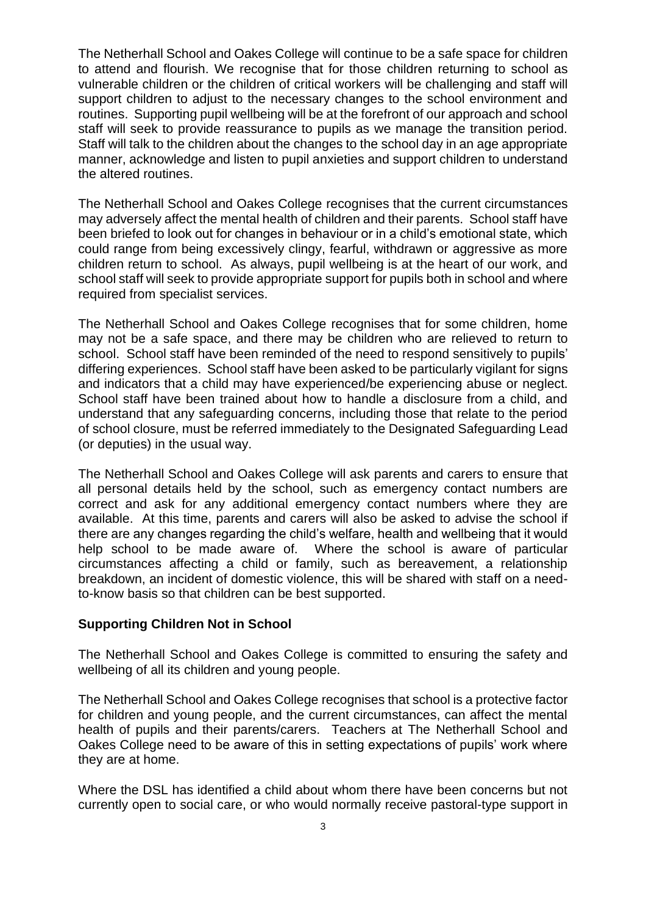The Netherhall School and Oakes College will continue to be a safe space for children to attend and flourish. We recognise that for those children returning to school as vulnerable children or the children of critical workers will be challenging and staff will support children to adjust to the necessary changes to the school environment and routines. Supporting pupil wellbeing will be at the forefront of our approach and school staff will seek to provide reassurance to pupils as we manage the transition period. Staff will talk to the children about the changes to the school day in an age appropriate manner, acknowledge and listen to pupil anxieties and support children to understand the altered routines.

The Netherhall School and Oakes College recognises that the current circumstances may adversely affect the mental health of children and their parents. School staff have been briefed to look out for changes in behaviour or in a child's emotional state, which could range from being excessively clingy, fearful, withdrawn or aggressive as more children return to school. As always, pupil wellbeing is at the heart of our work, and school staff will seek to provide appropriate support for pupils both in school and where required from specialist services.

The Netherhall School and Oakes College recognises that for some children, home may not be a safe space, and there may be children who are relieved to return to school. School staff have been reminded of the need to respond sensitively to pupils' differing experiences. School staff have been asked to be particularly vigilant for signs and indicators that a child may have experienced/be experiencing abuse or neglect. School staff have been trained about how to handle a disclosure from a child, and understand that any safeguarding concerns, including those that relate to the period of school closure, must be referred immediately to the Designated Safeguarding Lead (or deputies) in the usual way.

The Netherhall School and Oakes College will ask parents and carers to ensure that all personal details held by the school, such as emergency contact numbers are correct and ask for any additional emergency contact numbers where they are available. At this time, parents and carers will also be asked to advise the school if there are any changes regarding the child's welfare, health and wellbeing that it would help school to be made aware of. Where the school is aware of particular circumstances affecting a child or family, such as bereavement, a relationship breakdown, an incident of domestic violence, this will be shared with staff on a need-to-know basis so that children can be best supported.

## Supporting Children Not in School

The Netherhall School and Oakes College is committed to ensuring the safety and wellbeing of all its children and young people.

The Netherhall School and Oakes College recognises that school is a protective factor for children and young people, and the current circumstances, can affect the mental health of pupils and their parents/carers. Teachers at The Netherhall School and Oakes College need to be aware of this in setting expectations of pupils' work where they are at home.

Where the DSL has identified a child about whom there have been concerns but not currently open to social care, or who would normally receive pastoral-type support in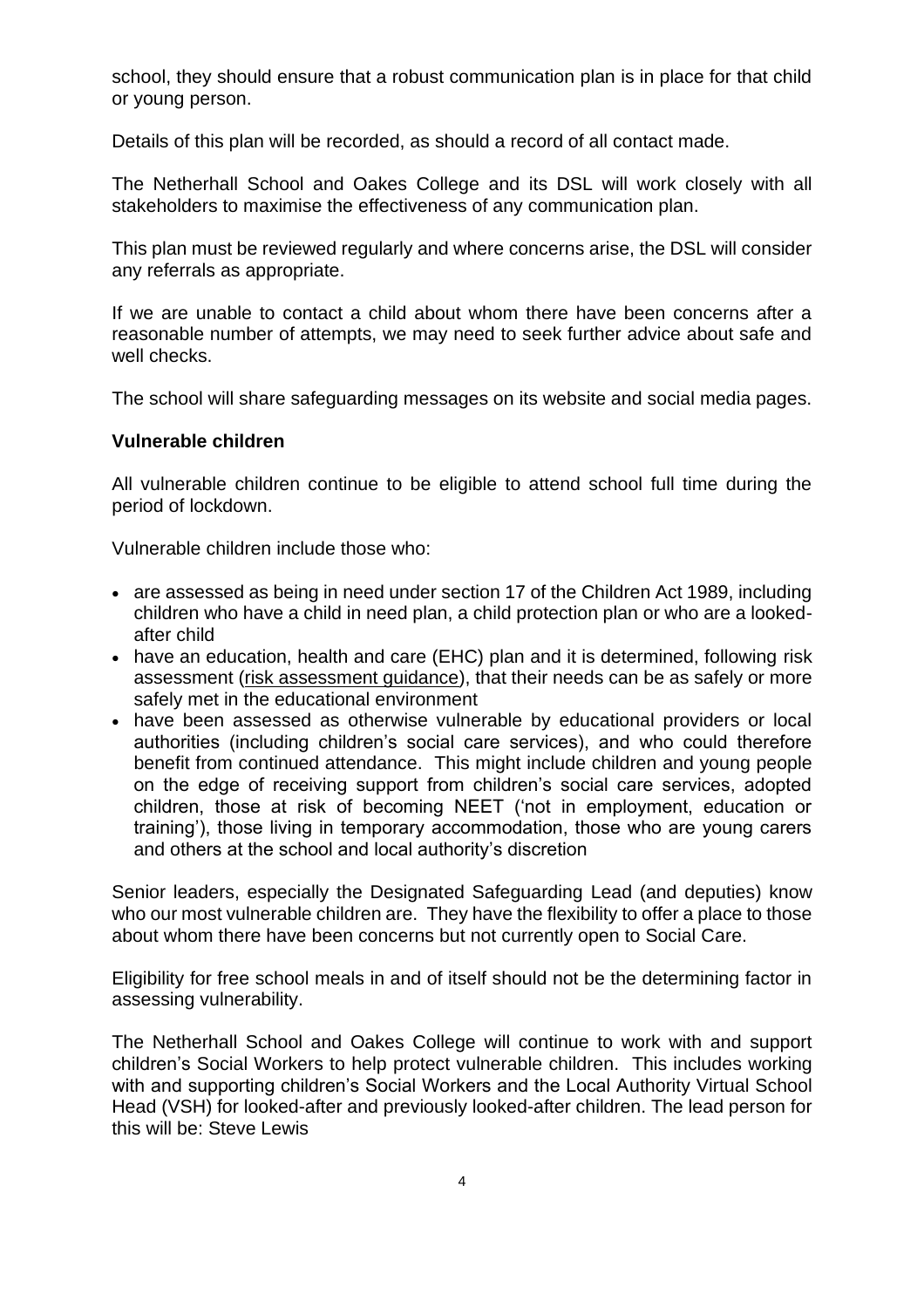school, they should ensure that a robust communication plan is in place for that child or young person.

Details of this plan will be recorded, as should a record of all contact made.

The Netherhall School and Oakes College and its DSL will work closely with all stakeholders to maximise the effectiveness of any communication plan.

This plan must be reviewed regularly and where concerns arise, the DSL will consider any referrals as appropriate.

If we are unable to contact a child about whom there have been concerns after a reasonable number of attempts, we may need to seek further advice about safe and well checks.

The school will share safeguarding messages on its website and social media pages.

**Vulnerable children**

All vulnerable children continue to be eligible to attend school full time during the period of lockdown.

Vulnerable children include those who:

- are assessed as being in need under section 17 of the Children Act 1989, including children who have a child in need plan, a child protection plan or who are a looked-after child
- have an education, health and care (EHC) plan and it is determined, following risk assessment (risk assessment guidance), that their needs can be as safely or more safely met in the educational environment
- have been assessed as otherwise vulnerable by educational providers or local authorities (including children's social care services), and who could therefore benefit from continued attendance. This might include children and young people on the edge of receiving support from children's social care services, adopted children, those at risk of becoming NEET ('not in employment, education or training'), those living in temporary accommodation, those who are young carers and others at the school and local authority's discretion

Senior leaders, especially the Designated Safeguarding Lead (and deputies) know who our most vulnerable children are. They have the flexibility to offer a place to those about whom there have been concerns but not currently open to Social Care.

Eligibility for free school meals in and of itself should not be the determining factor in assessing vulnerability.

The Netherhall School and Oakes College will continue to work with and support children's Social Workers to help protect vulnerable children. This includes working with and supporting children's Social Workers and the Local Authority Virtual School Head (VSH) for looked-after and previously looked-after children. The lead person for this will be: Steve Lewis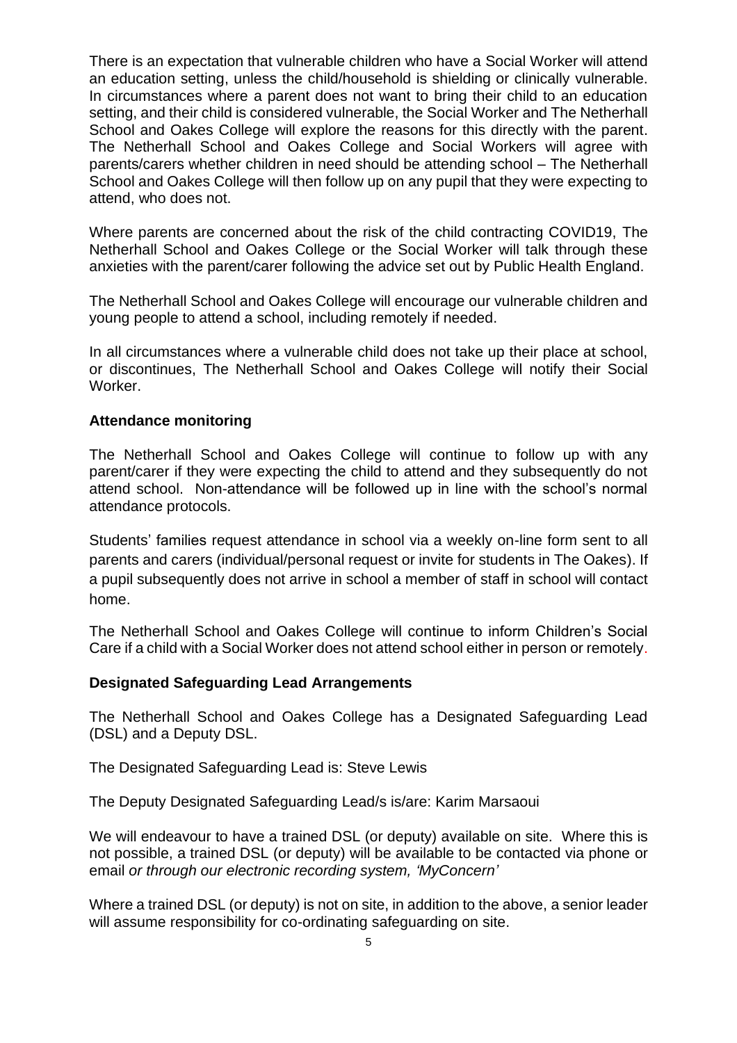There is an expectation that vulnerable children who have a Social Worker will attend an education setting, unless the child/household is shielding or clinically vulnerable. In circumstances where a parent does not want to bring their child to an education setting, and their child is considered vulnerable, the Social Worker and The Netherhall School and Oakes College will explore the reasons for this directly with the parent. The Netherhall School and Oakes College and Social Workers will agree with parents/carers whether children in need should be attending school – The Netherhall School and Oakes College will then follow up on any pupil that they were expecting to attend, who does not.

Where parents are concerned about the risk of the child contracting COVID19, The Netherhall School and Oakes College or the Social Worker will talk through these anxieties with the parent/carer following the advice set out by Public Health England.

The Netherhall School and Oakes College will encourage our vulnerable children and young people to attend a school, including remotely if needed.

In all circumstances where a vulnerable child does not take up their place at school, or discontinues, The Netherhall School and Oakes College will notify their Social Worker.

**Attendance monitoring**

The Netherhall School and Oakes College will continue to follow up with any parent/carer if they were expecting the child to attend and they subsequently do not attend school. Non-attendance will be followed up in line with the school's normal attendance protocols.

Students' families request attendance in school via a weekly on-line form sent to all parents and carers (individual/personal request or invite for students in The Oakes). If a pupil subsequently does not arrive in school a member of staff in school will contact home.

The Netherhall School and Oakes College will continue to inform Children's Social Care if a child with a Social Worker does not attend school either in person or remotely.

**Designated Safeguarding Lead Arrangements**

The Netherhall School and Oakes College has a Designated Safeguarding Lead (DSL) and a Deputy DSL.

The Designated Safeguarding Lead is: Steve Lewis

The Deputy Designated Safeguarding Lead/s is/are: Karim Marsaoui

We will endeavour to have a trained DSL (or deputy) available on site. Where this is not possible, a trained DSL (or deputy) will be available to be contacted via phone or email *or through our electronic recording system, 'MyConcern'*

Where a trained DSL (or deputy) is not on site, in addition to the above, a senior leader will assume responsibility for co-ordinating safeguarding on site.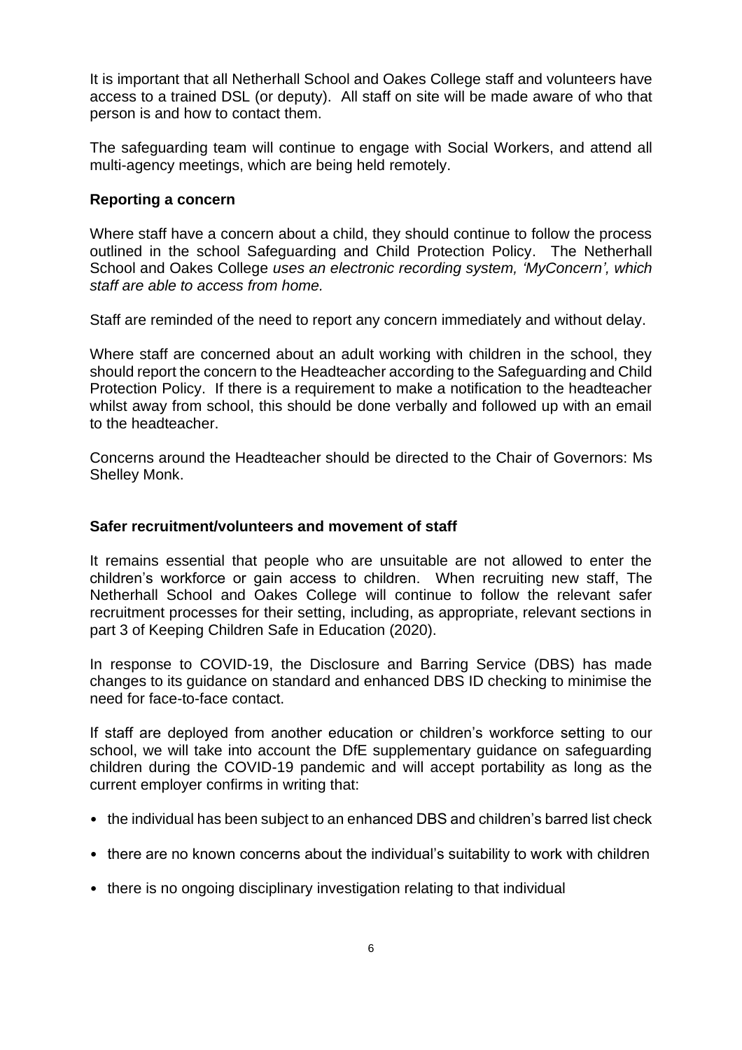It is important that all Netherhall School and Oakes College staff and volunteers have access to a trained DSL (or deputy). All staff on site will be made aware of who that person is and how to contact them.

The safeguarding team will continue to engage with Social Workers, and attend all multi-agency meetings, which are being held remotely.

### Reporting a concern

Where staff have a concern about a child, they should continue to follow the process outlined in the school Safeguarding and Child Protection Policy. The Netherhall School and Oakes College *uses an electronic recording system, 'MyConcern', which staff are able to access from home.*

Staff are reminded of the need to report any concern immediately and without delay.

Where staff are concerned about an adult working with children in the school, they should report the concern to the Headteacher according to the Safeguarding and Child Protection Policy. If there is a requirement to make a notification to the headteacher whilst away from school, this should be done verbally and followed up with an email to the headteacher.

Concerns around the Headteacher should be directed to the Chair of Governors: Ms Shelley Monk.

### Safer recruitment/volunteers and movement of staff

It remains essential that people who are unsuitable are not allowed to enter the children's workforce or gain access to children. When recruiting new staff, The Netherhall School and Oakes College will continue to follow the relevant safer recruitment processes for their setting, including, as appropriate, relevant sections in part 3 of Keeping Children Safe in Education (2020).

In response to COVID-19, the Disclosure and Barring Service (DBS) has made changes to its guidance on standard and enhanced DBS ID checking to minimise the need for face-to-face contact.

If staff are deployed from another education or children's workforce setting to our school, we will take into account the DfE supplementary guidance on safeguarding children during the COVID-19 pandemic and will accept portability as long as the current employer confirms in writing that:

- the individual has been subject to an enhanced DBS and children's barred list check
- there are no known concerns about the individual's suitability to work with children
- there is no ongoing disciplinary investigation relating to that individual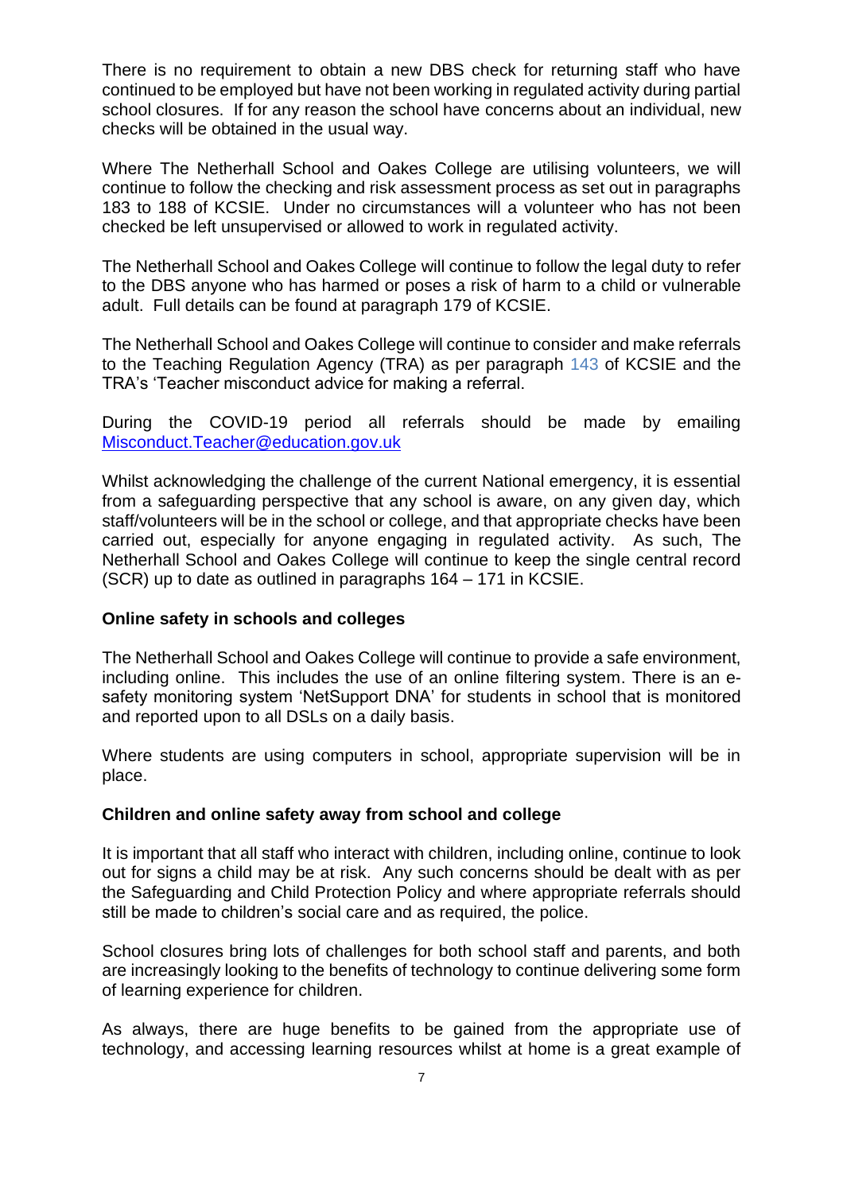There is no requirement to obtain a new DBS check for returning staff who have continued to be employed but have not been working in regulated activity during partial school closures. If for any reason the school have concerns about an individual, new checks will be obtained in the usual way.

Where The Netherhall School and Oakes College are utilising volunteers, we will continue to follow the checking and risk assessment process as set out in paragraphs 183 to 188 of KCSIE. Under no circumstances will a volunteer who has not been checked be left unsupervised or allowed to work in regulated activity.

The Netherhall School and Oakes College will continue to follow the legal duty to refer to the DBS anyone who has harmed or poses a risk of harm to a child or vulnerable adult. Full details can be found at paragraph 179 of KCSIE.

The Netherhall School and Oakes College will continue to consider and make referrals to the Teaching Regulation Agency (TRA) as per paragraph 143 of KCSIE and the TRA's 'Teacher misconduct advice for making a referral.

During the COVID-19 period all referrals should be made by emailing Misconduct.Teacher@education.gov.uk

Whilst acknowledging the challenge of the current National emergency, it is essential from a safeguarding perspective that any school is aware, on any given day, which staff/volunteers will be in the school or college, and that appropriate checks have been carried out, especially for anyone engaging in regulated activity. As such, The Netherhall School and Oakes College will continue to keep the single central record (SCR) up to date as outlined in paragraphs 164 – 171 in KCSIE.

**Online safety in schools and colleges**

The Netherhall School and Oakes College will continue to provide a safe environment, including online. This includes the use of an online filtering system. There is an e-safety monitoring system 'NetSupport DNA' for students in school that is monitored and reported upon to all DSLs on a daily basis.

Where students are using computers in school, appropriate supervision will be in place.

**Children and online safety away from school and college**

It is important that all staff who interact with children, including online, continue to look out for signs a child may be at risk. Any such concerns should be dealt with as per the Safeguarding and Child Protection Policy and where appropriate referrals should still be made to children's social care and as required, the police.

School closures bring lots of challenges for both school staff and parents, and both are increasingly looking to the benefits of technology to continue delivering some form of learning experience for children.

As always, there are huge benefits to be gained from the appropriate use of technology, and accessing learning resources whilst at home is a great example of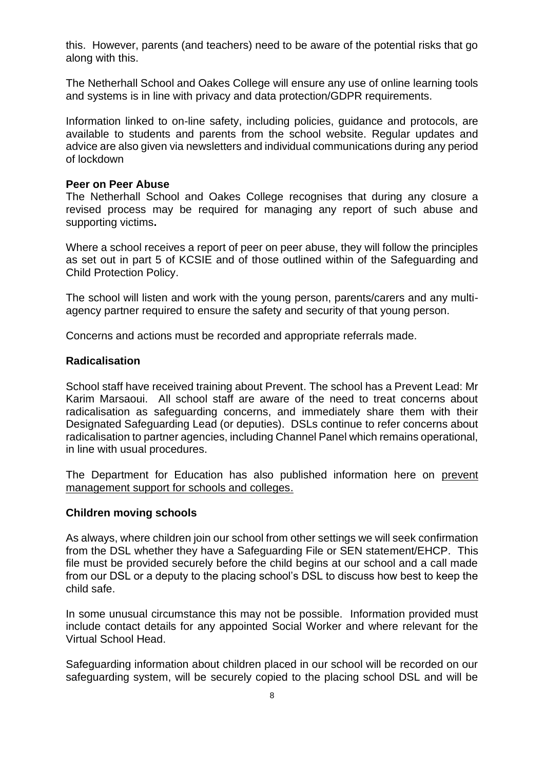this. However, parents (and teachers) need to be aware of the potential risks that go along with this.

The Netherhall School and Oakes College will ensure any use of online learning tools and systems is in line with privacy and data protection/GDPR requirements.

Information linked to on-line safety, including policies, guidance and protocols, are available to students and parents from the school website. Regular updates and advice are also given via newsletters and individual communications during any period of lockdown

**Peer on Peer Abuse**

The Netherhall School and Oakes College recognises that during any closure a revised process may be required for managing any report of such abuse and supporting victims**.**

Where a school receives a report of peer on peer abuse, they will follow the principles as set out in part 5 of KCSIE and of those outlined within of the Safeguarding and Child Protection Policy.

The school will listen and work with the young person, parents/carers and any multi-agency partner required to ensure the safety and security of that young person.

Concerns and actions must be recorded and appropriate referrals made.

**Radicalisation**

School staff have received training about Prevent. The school has a Prevent Lead: Mr Karim Marsaoui. All school staff are aware of the need to treat concerns about radicalisation as safeguarding concerns, and immediately share them with their Designated Safeguarding Lead (or deputies). DSLs continue to refer concerns about radicalisation to partner agencies, including Channel Panel which remains operational, in line with usual procedures.

The Department for Education has also published information here on prevent management support for schools and colleges.

**Children moving schools**

As always, where children join our school from other settings we will seek confirmation from the DSL whether they have a Safeguarding File or SEN statement/EHCP. This file must be provided securely before the child begins at our school and a call made from our DSL or a deputy to the placing school's DSL to discuss how best to keep the child safe.

In some unusual circumstance this may not be possible. Information provided must include contact details for any appointed Social Worker and where relevant for the Virtual School Head.

Safeguarding information about children placed in our school will be recorded on our safeguarding system, will be securely copied to the placing school DSL and will be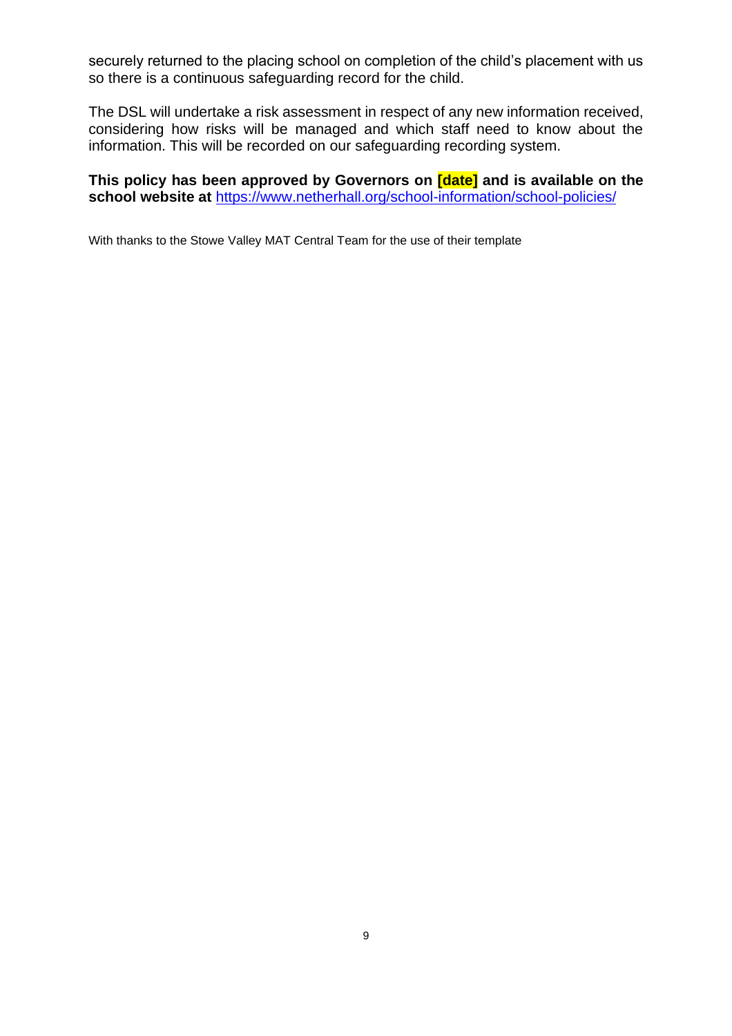securely returned to the placing school on completion of the child's placement with us so there is a continuous safeguarding record for the child.

The DSL will undertake a risk assessment in respect of any new information received, considering how risks will be managed and which staff need to know about the information. This will be recorded on our safeguarding recording system.

**This policy has been approved by Governors on [date] and is available on the school website at** https://www.netherhall.org/school-information/school-policies/

With thanks to the Stowe Valley MAT Central Team for the use of their template